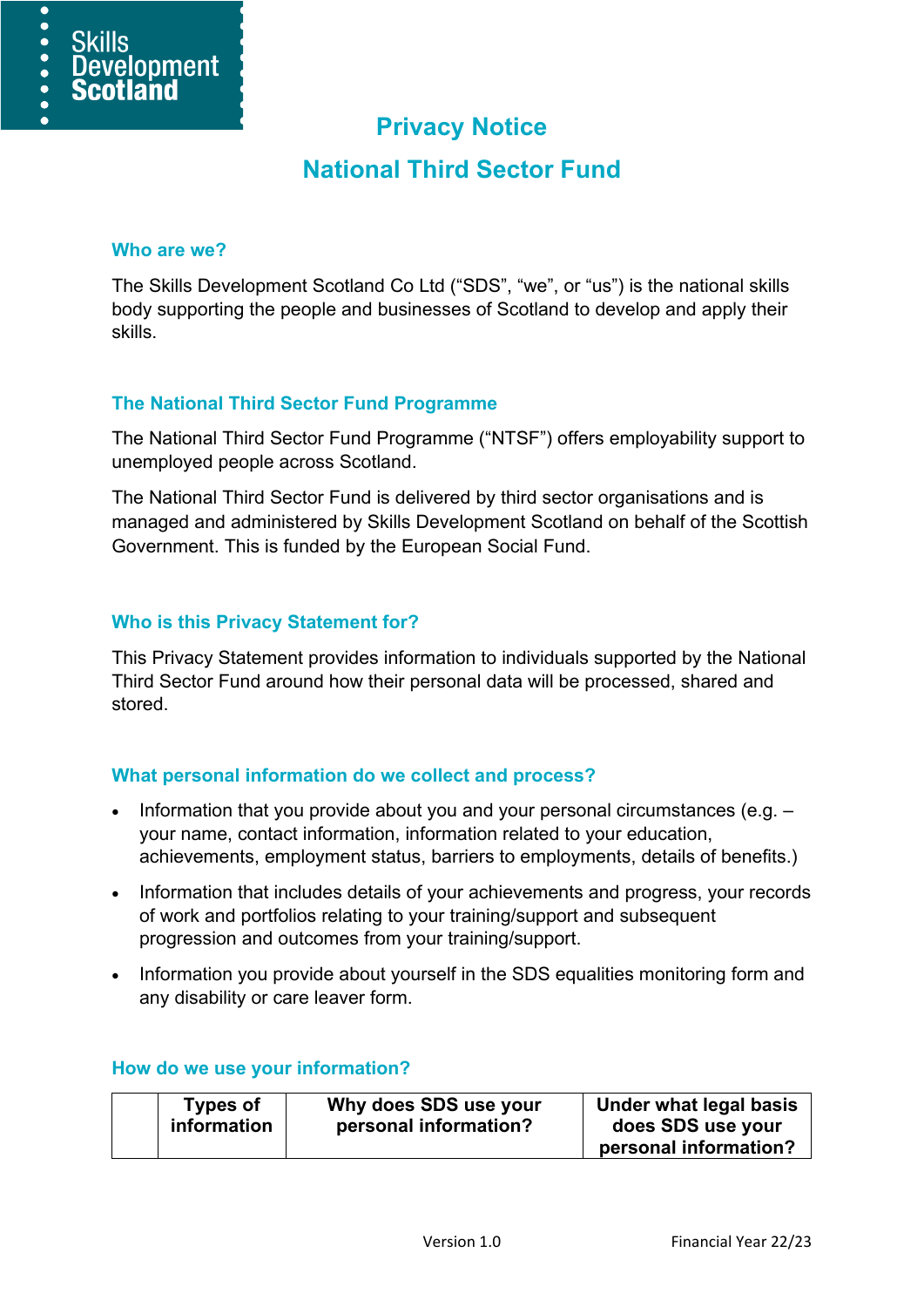Skills Development Scotland

# Privacy Notice

# National Third Sector Fund

## Who are we?

The Skills Development Scotland Co Ltd ("SDS", "we", or "us") is the national skills body supporting the people and businesses of Scotland to develop and apply their skills.

## The National Third Sector Fund Programme

The National Third Sector Fund Programme ("NTSF") offers employability support to unemployed people across Scotland.

The National Third Sector Fund is delivered by third sector organisations and is managed and administered by Skills Development Scotland on behalf of the Scottish Government. This is funded by the European Social Fund.

## Who is this Privacy Statement for?

This Privacy Statement provides information to individuals supported by the National Third Sector Fund around how their personal data will be processed, shared and stored.

## What personal information do we collect and process?

- Information that you provide about you and your personal circumstances (e.g. – your name, contact information, information related to your education, achievements, employment status, barriers to employments, details of benefits.)
- Information that includes details of your achievements and progress, your records of work and portfolios relating to your training/support and subsequent progression and outcomes from your training/support.
- Information you provide about yourself in the SDS equalities monitoring form and any disability or care leaver form.

## How do we use your information?

| | Types of information | Why does SDS use your personal information? | Under what legal basis does SDS use your personal information? |
|---|---|---|---|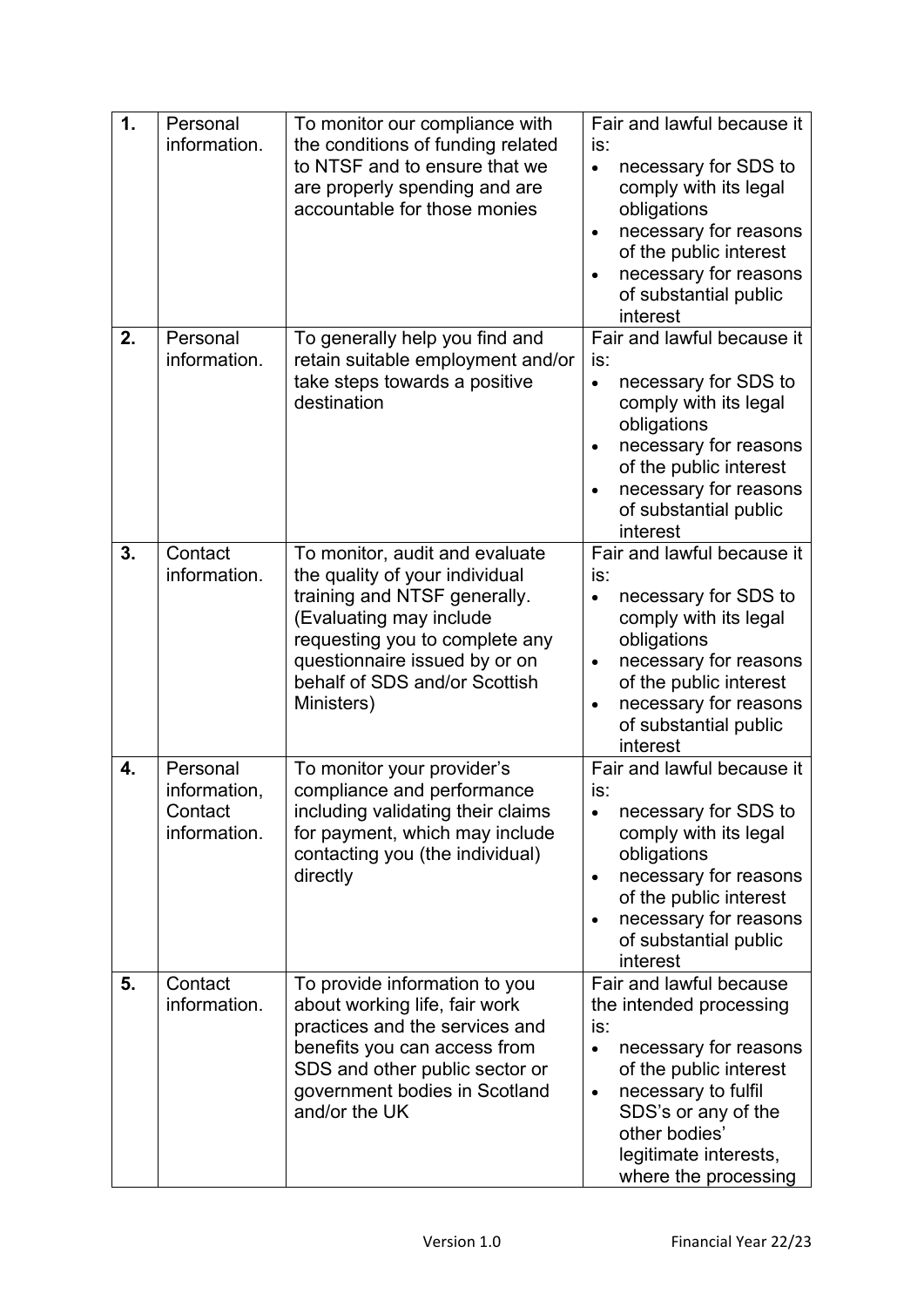| | | | |
|---|---|---|---|
| **1.** | Personal information. | To monitor our compliance with the conditions of funding related to NTSF and to ensure that we are properly spending and are accountable for those monies | Fair and lawful because it is:<br>• necessary for SDS to comply with its legal obligations<br>• necessary for reasons of the public interest<br>• necessary for reasons of substantial public interest |
| **2.** | Personal information. | To generally help you find and retain suitable employment and/or take steps towards a positive destination | Fair and lawful because it is:<br>• necessary for SDS to comply with its legal obligations<br>• necessary for reasons of the public interest<br>• necessary for reasons of substantial public interest |
| **3.** | Contact information. | To monitor, audit and evaluate the quality of your individual training and NTSF generally. (Evaluating may include requesting you to complete any questionnaire issued by or on behalf of SDS and/or Scottish Ministers) | Fair and lawful because it is:<br>• necessary for SDS to comply with its legal obligations<br>• necessary for reasons of the public interest<br>• necessary for reasons of substantial public interest |
| **4.** | Personal information, Contact information. | To monitor your provider's compliance and performance including validating their claims for payment, which may include contacting you (the individual) directly | Fair and lawful because it is:<br>• necessary for SDS to comply with its legal obligations<br>• necessary for reasons of the public interest<br>• necessary for reasons of substantial public interest |
| **5.** | Contact information. | To provide information to you about working life, fair work practices and the services and benefits you can access from SDS and other public sector or government bodies in Scotland and/or the UK | Fair and lawful because the intended processing is:<br>• necessary for reasons of the public interest<br>• necessary to fulfil SDS's or any of the other bodies' legitimate interests, where the processing |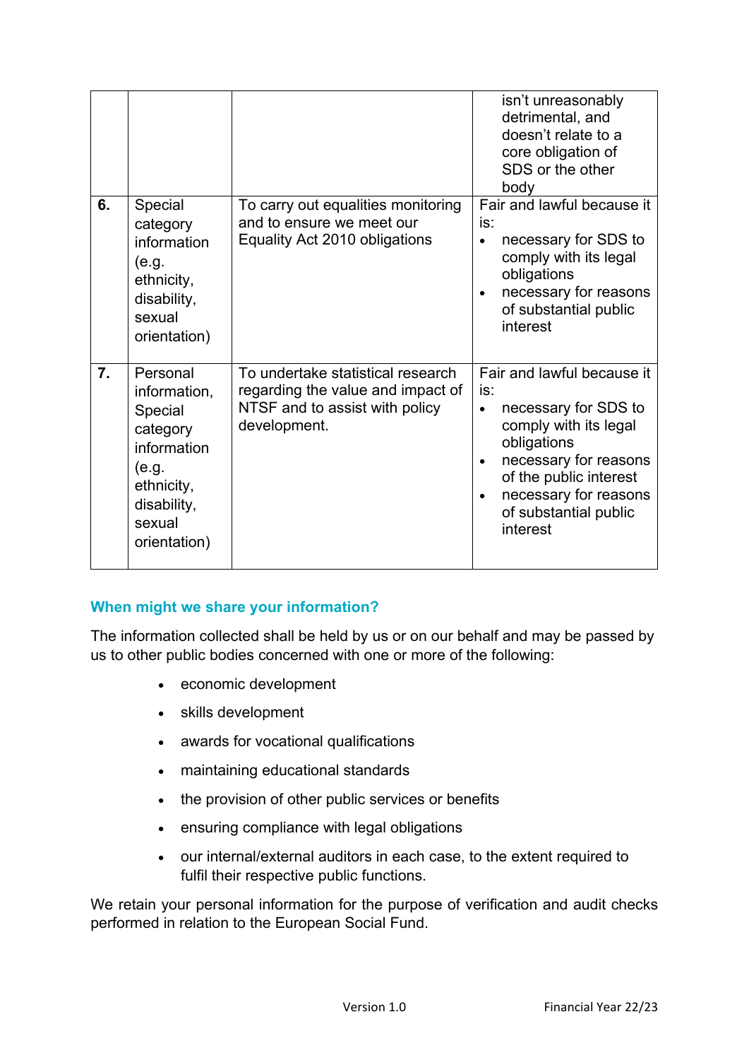| | | | |
|---|---|---|---|
| | | | isn't unreasonably detrimental, and doesn't relate to a core obligation of SDS or the other body |
| **6.** | Special category information (e.g. ethnicity, disability, sexual orientation) | To carry out equalities monitoring and to ensure we meet our Equality Act 2010 obligations | Fair and lawful because it is:<br>• necessary for SDS to comply with its legal obligations<br>• necessary for reasons of substantial public interest |
| **7.** | Personal information, Special category information (e.g. ethnicity, disability, sexual orientation) | To undertake statistical research regarding the value and impact of NTSF and to assist with policy development. | Fair and lawful because it is:<br>• necessary for SDS to comply with its legal obligations<br>• necessary for reasons of the public interest<br>• necessary for reasons of substantial public interest |

### When might we share your information?

The information collected shall be held by us or on our behalf and may be passed by us to other public bodies concerned with one or more of the following:

- economic development
- skills development
- awards for vocational qualifications
- maintaining educational standards
- the provision of other public services or benefits
- ensuring compliance with legal obligations
- our internal/external auditors in each case, to the extent required to fulfil their respective public functions.

We retain your personal information for the purpose of verification and audit checks performed in relation to the European Social Fund.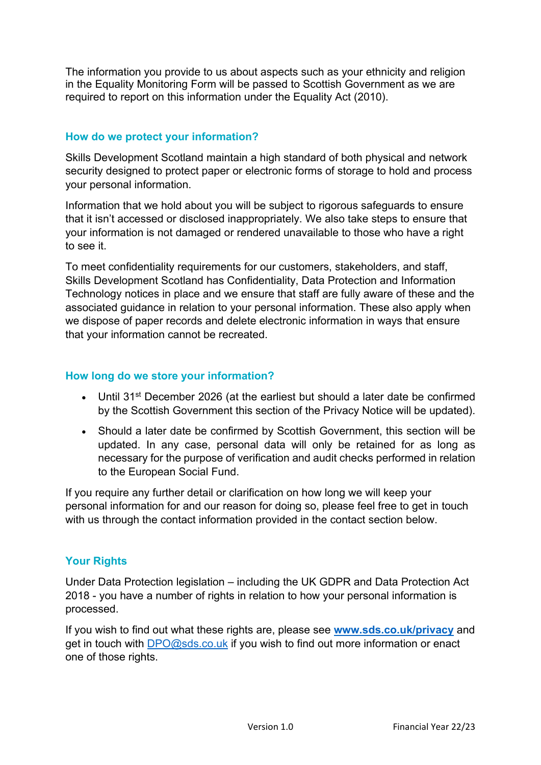The information you provide to us about aspects such as your ethnicity and religion in the Equality Monitoring Form will be passed to Scottish Government as we are required to report on this information under the Equality Act (2010).

## How do we protect your information?

Skills Development Scotland maintain a high standard of both physical and network security designed to protect paper or electronic forms of storage to hold and process your personal information.

Information that we hold about you will be subject to rigorous safeguards to ensure that it isn't accessed or disclosed inappropriately. We also take steps to ensure that your information is not damaged or rendered unavailable to those who have a right to see it.

To meet confidentiality requirements for our customers, stakeholders, and staff, Skills Development Scotland has Confidentiality, Data Protection and Information Technology notices in place and we ensure that staff are fully aware of these and the associated guidance in relation to your personal information. These also apply when we dispose of paper records and delete electronic information in ways that ensure that your information cannot be recreated.

## How long do we store your information?

- Until 31st December 2026 (at the earliest but should a later date be confirmed by the Scottish Government this section of the Privacy Notice will be updated).
- Should a later date be confirmed by Scottish Government, this section will be updated. In any case, personal data will only be retained for as long as necessary for the purpose of verification and audit checks performed in relation to the European Social Fund.

If you require any further detail or clarification on how long we will keep your personal information for and our reason for doing so, please feel free to get in touch with us through the contact information provided in the contact section below.

## Your Rights

Under Data Protection legislation – including the UK GDPR and Data Protection Act 2018 - you have a number of rights in relation to how your personal information is processed.

If you wish to find out what these rights are, please see **www.sds.co.uk/privacy** and get in touch with DPO@sds.co.uk if you wish to find out more information or enact one of those rights.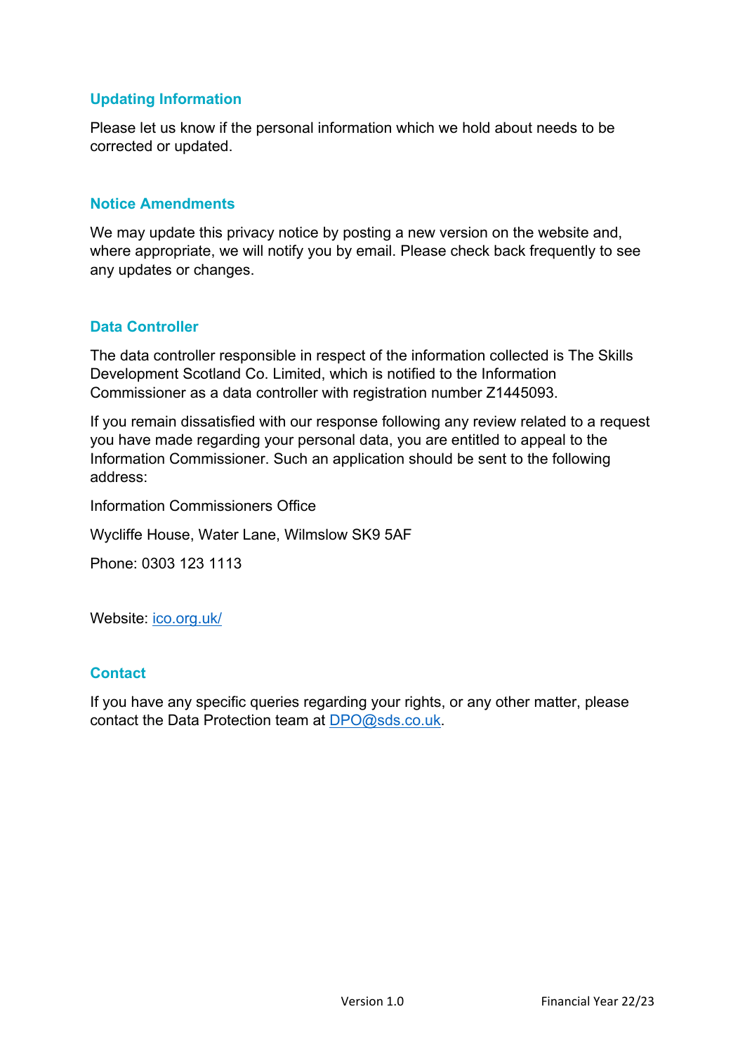## Updating Information

Please let us know if the personal information which we hold about needs to be corrected or updated.

## Notice Amendments

We may update this privacy notice by posting a new version on the website and, where appropriate, we will notify you by email. Please check back frequently to see any updates or changes.

## Data Controller

The data controller responsible in respect of the information collected is The Skills Development Scotland Co. Limited, which is notified to the Information Commissioner as a data controller with registration number Z1445093.

If you remain dissatisfied with our response following any review related to a request you have made regarding your personal data, you are entitled to appeal to the Information Commissioner. Such an application should be sent to the following address:

Information Commissioners Office

Wycliffe House, Water Lane, Wilmslow SK9 5AF

Phone: 0303 123 1113

Website: [ico.org.uk/](ico.org.uk/)

## Contact

If you have any specific queries regarding your rights, or any other matter, please contact the Data Protection team at [DPO@sds.co.uk](mailto:DPO@sds.co.uk).

Version 1.0 Financial Year 22/23